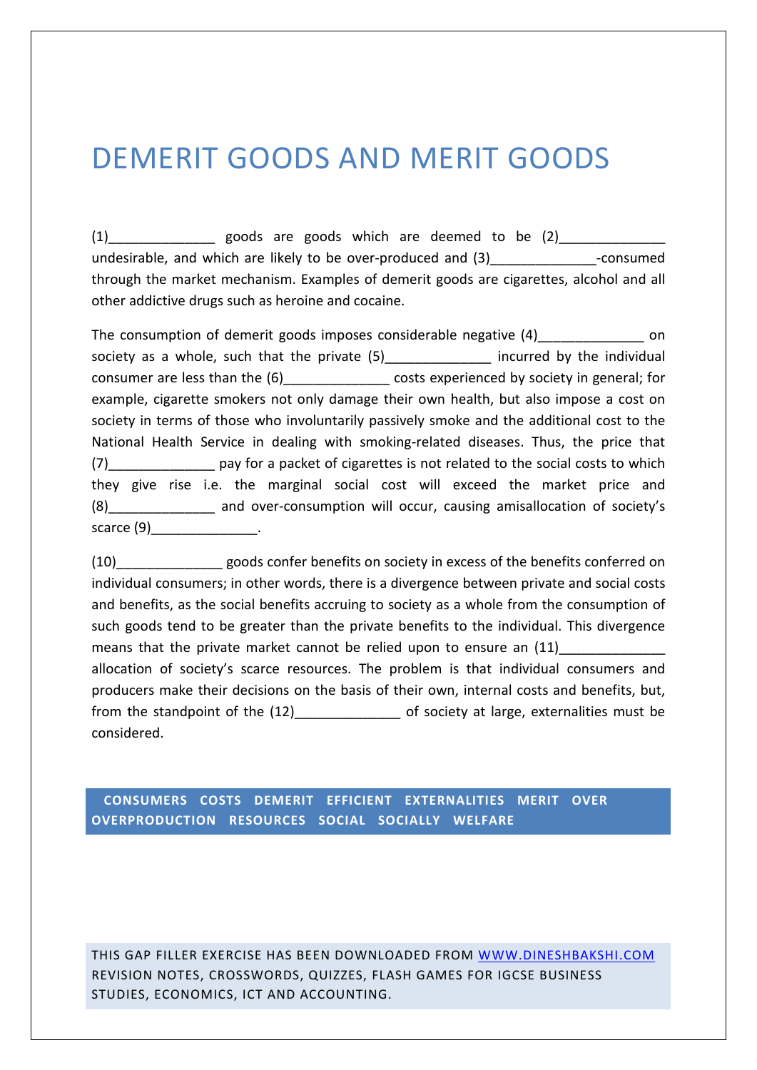# DEMERIT GOODS AND MERIT GOODS

(1)______________ goods are goods which are deemed to be (2)______________ undesirable, and which are likely to be over-produced and (3)______________-consumed through the market mechanism. Examples of demerit goods are cigarettes, alcohol and all other addictive drugs such as heroine and cocaine.

The consumption of demerit goods imposes considerable negative (4)______________ on society as a whole, such that the private (5)______________ incurred by the individual consumer are less than the (6)______________ costs experienced by society in general; for example, cigarette smokers not only damage their own health, but also impose a cost on society in terms of those who involuntarily passively smoke and the additional cost to the National Health Service in dealing with smoking-related diseases. Thus, the price that (7)______________ pay for a packet of cigarettes is not related to the social costs to which they give rise i.e. the marginal social cost will exceed the market price and (8)______________ and over-consumption will occur, causing amisallocation of society's scarce (9)______________.

(10)______________ goods confer benefits on society in excess of the benefits conferred on individual consumers; in other words, there is a divergence between private and social costs and benefits, as the social benefits accruing to society as a whole from the consumption of such goods tend to be greater than the private benefits to the individual. This divergence means that the private market cannot be relied upon to ensure an (11)______________ allocation of society's scarce resources. The problem is that individual consumers and producers make their decisions on the basis of their own, internal costs and benefits, but, from the standpoint of the (12)______________ of society at large, externalities must be considered.

**CONSUMERS COSTS DEMERIT EFFICIENT EXTERNALITIES MERIT OVER OVERPRODUCTION RESOURCES SOCIAL SOCIALLY WELFARE**

THIS GAP FILLER EXERCISE HAS BEEN DOWNLOADED FROM WWW.DINESHBAKSHI.COM REVISION NOTES, CROSSWORDS, QUIZZES, FLASH GAMES FOR IGCSE BUSINESS STUDIES, ECONOMICS, ICT AND ACCOUNTING.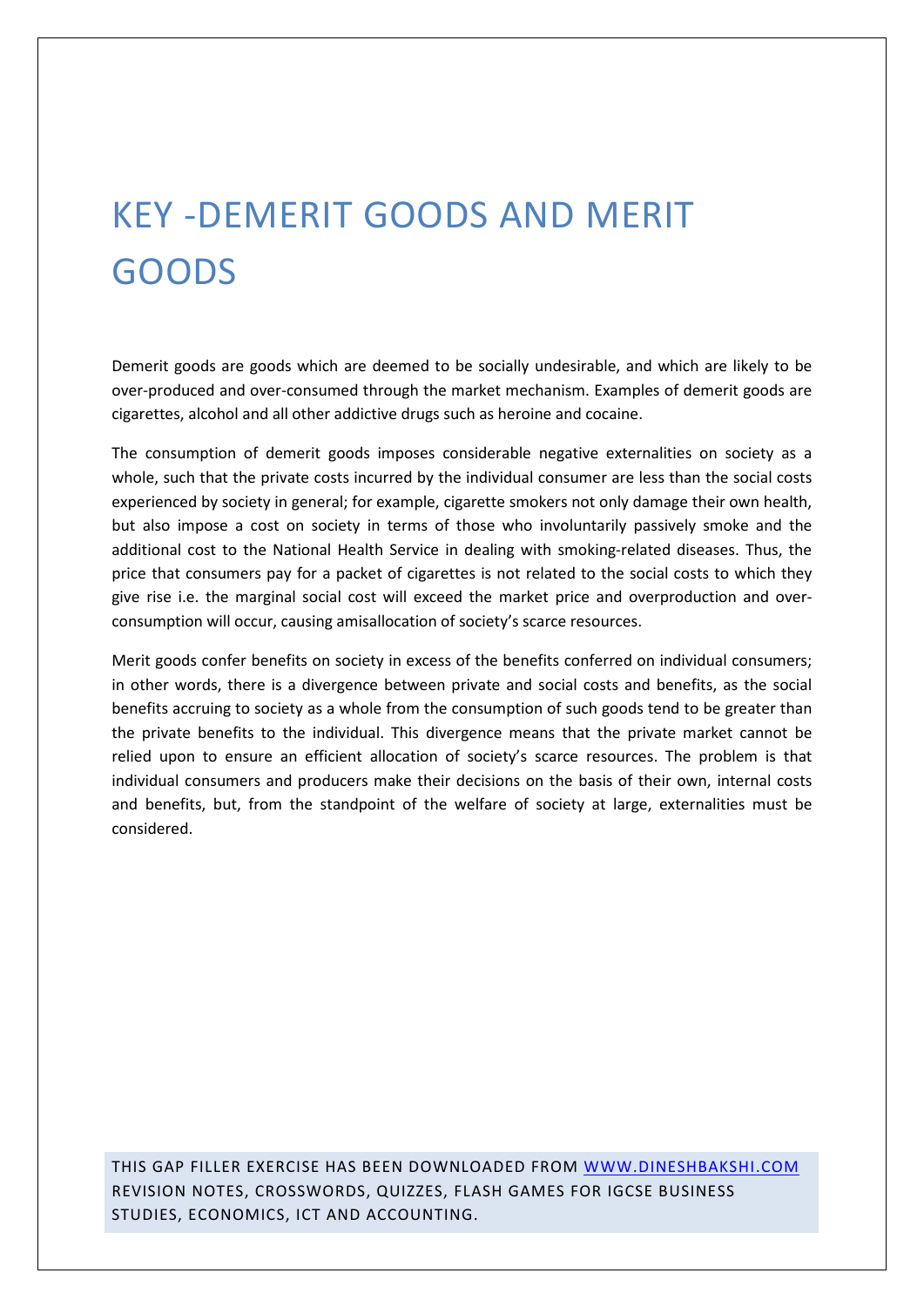# KEY -DEMERIT GOODS AND MERIT GOODS

Demerit goods are goods which are deemed to be socially undesirable, and which are likely to be over-produced and over-consumed through the market mechanism. Examples of demerit goods are cigarettes, alcohol and all other addictive drugs such as heroine and cocaine.

The consumption of demerit goods imposes considerable negative externalities on society as a whole, such that the private costs incurred by the individual consumer are less than the social costs experienced by society in general; for example, cigarette smokers not only damage their own health, but also impose a cost on society in terms of those who involuntarily passively smoke and the additional cost to the National Health Service in dealing with smoking-related diseases. Thus, the price that consumers pay for a packet of cigarettes is not related to the social costs to which they give rise i.e. the marginal social cost will exceed the market price and overproduction and over-consumption will occur, causing amisallocation of society's scarce resources.

Merit goods confer benefits on society in excess of the benefits conferred on individual consumers; in other words, there is a divergence between private and social costs and benefits, as the social benefits accruing to society as a whole from the consumption of such goods tend to be greater than the private benefits to the individual. This divergence means that the private market cannot be relied upon to ensure an efficient allocation of society's scarce resources. The problem is that individual consumers and producers make their decisions on the basis of their own, internal costs and benefits, but, from the standpoint of the welfare of society at large, externalities must be considered.

THIS GAP FILLER EXERCISE HAS BEEN DOWNLOADED FROM WWW.DINESHBAKSHI.COM REVISION NOTES, CROSSWORDS, QUIZZES, FLASH GAMES FOR IGCSE BUSINESS STUDIES, ECONOMICS, ICT AND ACCOUNTING.